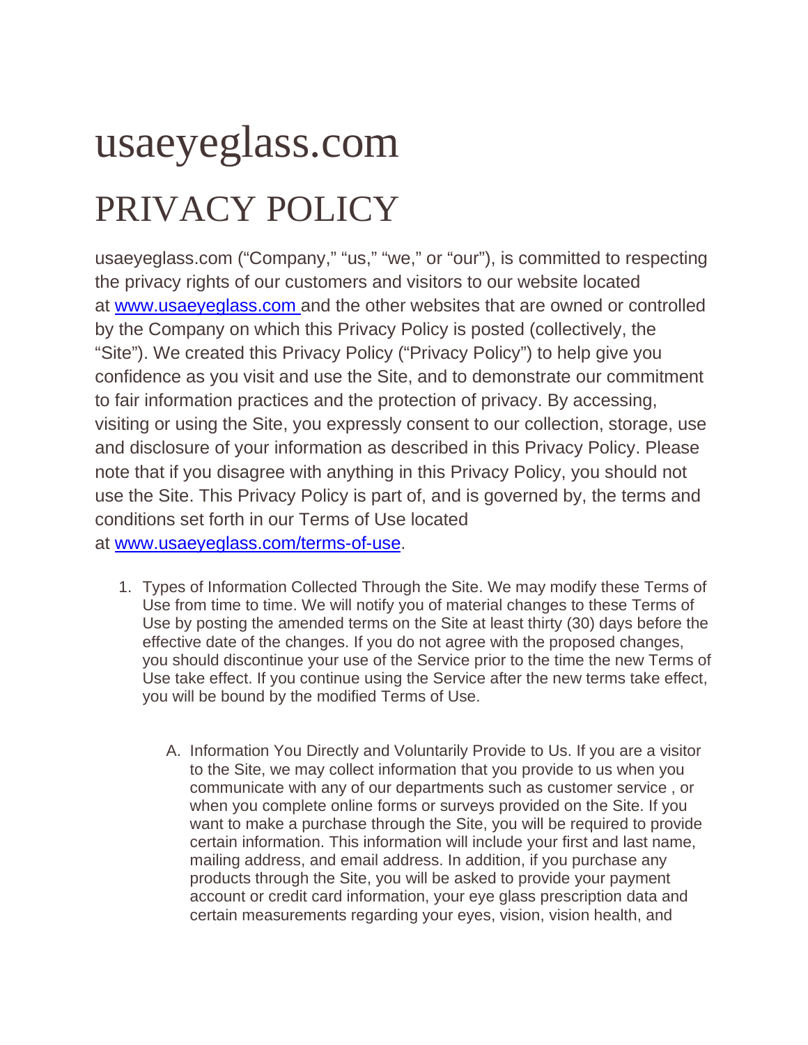# usaeyeglass.com

# PRIVACY POLICY

usaeyeglass.com ("Company," "us," "we," or "our"), is committed to respecting the privacy rights of our customers and visitors to our website located at [www.usaeyeglass.com](http://www.usaeyeglass.com) and the other websites that are owned or controlled by the Company on which this Privacy Policy is posted (collectively, the "Site"). We created this Privacy Policy ("Privacy Policy") to help give you confidence as you visit and use the Site, and to demonstrate our commitment to fair information practices and the protection of privacy. By accessing, visiting or using the Site, you expressly consent to our collection, storage, use and disclosure of your information as described in this Privacy Policy. Please note that if you disagree with anything in this Privacy Policy, you should not use the Site. This Privacy Policy is part of, and is governed by, the terms and conditions set forth in our Terms of Use located at [www.usaeyeglass.com/terms-of-use](http://www.usaeyeglass.com/terms-of-use).

1. Types of Information Collected Through the Site. We may modify these Terms of Use from time to time. We will notify you of material changes to these Terms of Use by posting the amended terms on the Site at least thirty (30) days before the effective date of the changes. If you do not agree with the proposed changes, you should discontinue your use of the Service prior to the time the new Terms of Use take effect. If you continue using the Service after the new terms take effect, you will be bound by the modified Terms of Use.

   A. Information You Directly and Voluntarily Provide to Us. If you are a visitor to the Site, we may collect information that you provide to us when you communicate with any of our departments such as customer service , or when you complete online forms or surveys provided on the Site. If you want to make a purchase through the Site, you will be required to provide certain information. This information will include your first and last name, mailing address, and email address. In addition, if you purchase any products through the Site, you will be asked to provide your payment account or credit card information, your eye glass prescription data and certain measurements regarding your eyes, vision, vision health, and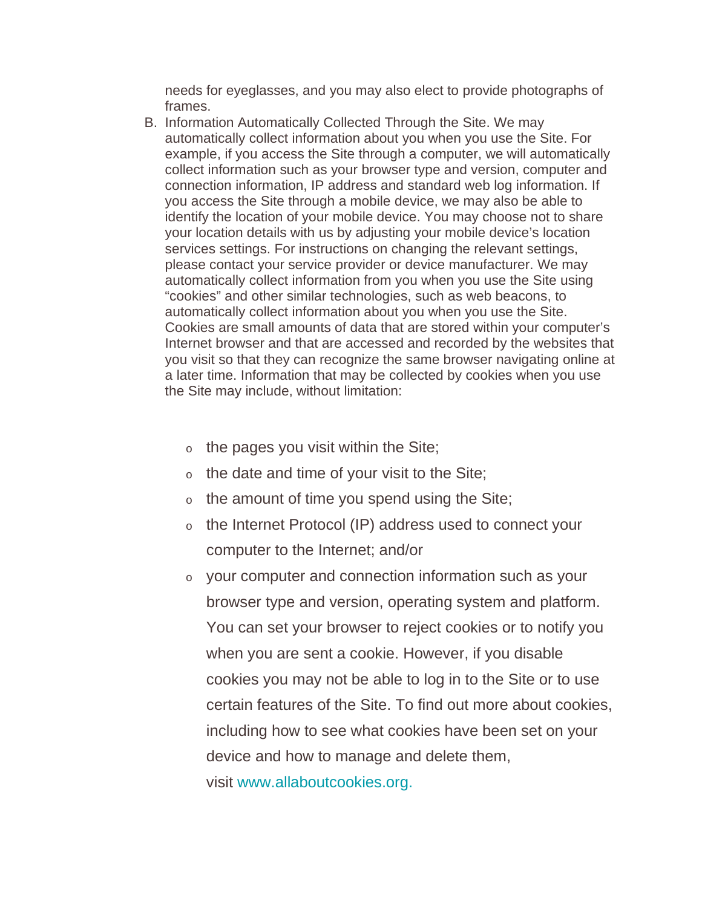needs for eyeglasses, and you may also elect to provide photographs of frames.

B. Information Automatically Collected Through the Site. We may automatically collect information about you when you use the Site. For example, if you access the Site through a computer, we will automatically collect information such as your browser type and version, computer and connection information, IP address and standard web log information. If you access the Site through a mobile device, we may also be able to identify the location of your mobile device. You may choose not to share your location details with us by adjusting your mobile device's location services settings. For instructions on changing the relevant settings, please contact your service provider or device manufacturer. We may automatically collect information from you when you use the Site using "cookies" and other similar technologies, such as web beacons, to automatically collect information about you when you use the Site. Cookies are small amounts of data that are stored within your computer's Internet browser and that are accessed and recorded by the websites that you visit so that they can recognize the same browser navigating online at a later time. Information that may be collected by cookies when you use the Site may include, without limitation:

   - the pages you visit within the Site;
   - the date and time of your visit to the Site;
   - the amount of time you spend using the Site;
   - the Internet Protocol (IP) address used to connect your computer to the Internet; and/or
   - your computer and connection information such as your browser type and version, operating system and platform. You can set your browser to reject cookies or to notify you when you are sent a cookie. However, if you disable cookies you may not be able to log in to the Site or to use certain features of the Site. To find out more about cookies, including how to see what cookies have been set on your device and how to manage and delete them, visit www.allaboutcookies.org.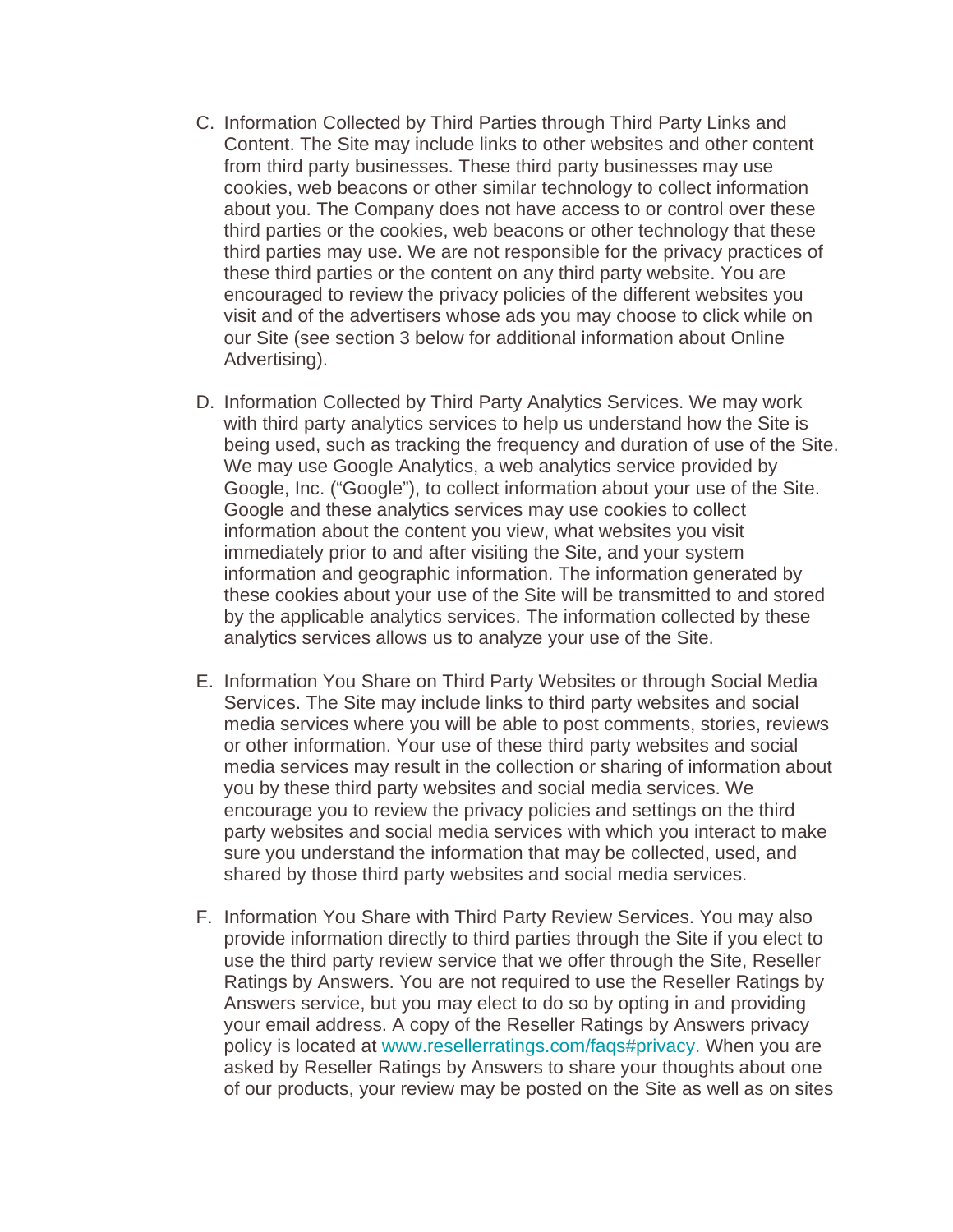C. Information Collected by Third Parties through Third Party Links and Content. The Site may include links to other websites and other content from third party businesses. These third party businesses may use cookies, web beacons or other similar technology to collect information about you. The Company does not have access to or control over these third parties or the cookies, web beacons or other technology that these third parties may use. We are not responsible for the privacy practices of these third parties or the content on any third party website. You are encouraged to review the privacy policies of the different websites you visit and of the advertisers whose ads you may choose to click while on our Site (see section 3 below for additional information about Online Advertising).

D. Information Collected by Third Party Analytics Services. We may work with third party analytics services to help us understand how the Site is being used, such as tracking the frequency and duration of use of the Site. We may use Google Analytics, a web analytics service provided by Google, Inc. ("Google"), to collect information about your use of the Site. Google and these analytics services may use cookies to collect information about the content you view, what websites you visit immediately prior to and after visiting the Site, and your system information and geographic information. The information generated by these cookies about your use of the Site will be transmitted to and stored by the applicable analytics services. The information collected by these analytics services allows us to analyze your use of the Site.

E. Information You Share on Third Party Websites or through Social Media Services. The Site may include links to third party websites and social media services where you will be able to post comments, stories, reviews or other information. Your use of these third party websites and social media services may result in the collection or sharing of information about you by these third party websites and social media services. We encourage you to review the privacy policies and settings on the third party websites and social media services with which you interact to make sure you understand the information that may be collected, used, and shared by those third party websites and social media services.

F. Information You Share with Third Party Review Services. You may also provide information directly to third parties through the Site if you elect to use the third party review service that we offer through the Site, Reseller Ratings by Answers. You are not required to use the Reseller Ratings by Answers service, but you may elect to do so by opting in and providing your email address. A copy of the Reseller Ratings by Answers privacy policy is located at www.resellerratings.com/faqs#privacy. When you are asked by Reseller Ratings by Answers to share your thoughts about one of our products, your review may be posted on the Site as well as on sites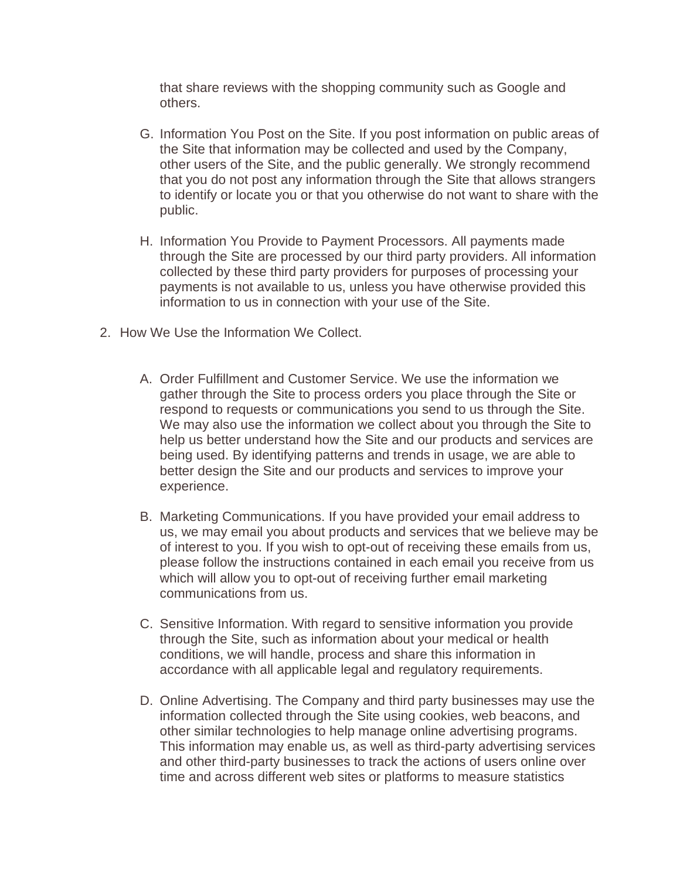that share reviews with the shopping community such as Google and others.

G. Information You Post on the Site. If you post information on public areas of the Site that information may be collected and used by the Company, other users of the Site, and the public generally. We strongly recommend that you do not post any information through the Site that allows strangers to identify or locate you or that you otherwise do not want to share with the public.

H. Information You Provide to Payment Processors. All payments made through the Site are processed by our third party providers. All information collected by these third party providers for purposes of processing your payments is not available to us, unless you have otherwise provided this information to us in connection with your use of the Site.

2. How We Use the Information We Collect.

A. Order Fulfillment and Customer Service. We use the information we gather through the Site to process orders you place through the Site or respond to requests or communications you send to us through the Site. We may also use the information we collect about you through the Site to help us better understand how the Site and our products and services are being used. By identifying patterns and trends in usage, we are able to better design the Site and our products and services to improve your experience.

B. Marketing Communications. If you have provided your email address to us, we may email you about products and services that we believe may be of interest to you. If you wish to opt-out of receiving these emails from us, please follow the instructions contained in each email you receive from us which will allow you to opt-out of receiving further email marketing communications from us.

C. Sensitive Information. With regard to sensitive information you provide through the Site, such as information about your medical or health conditions, we will handle, process and share this information in accordance with all applicable legal and regulatory requirements.

D. Online Advertising. The Company and third party businesses may use the information collected through the Site using cookies, web beacons, and other similar technologies to help manage online advertising programs. This information may enable us, as well as third-party advertising services and other third-party businesses to track the actions of users online over time and across different web sites or platforms to measure statistics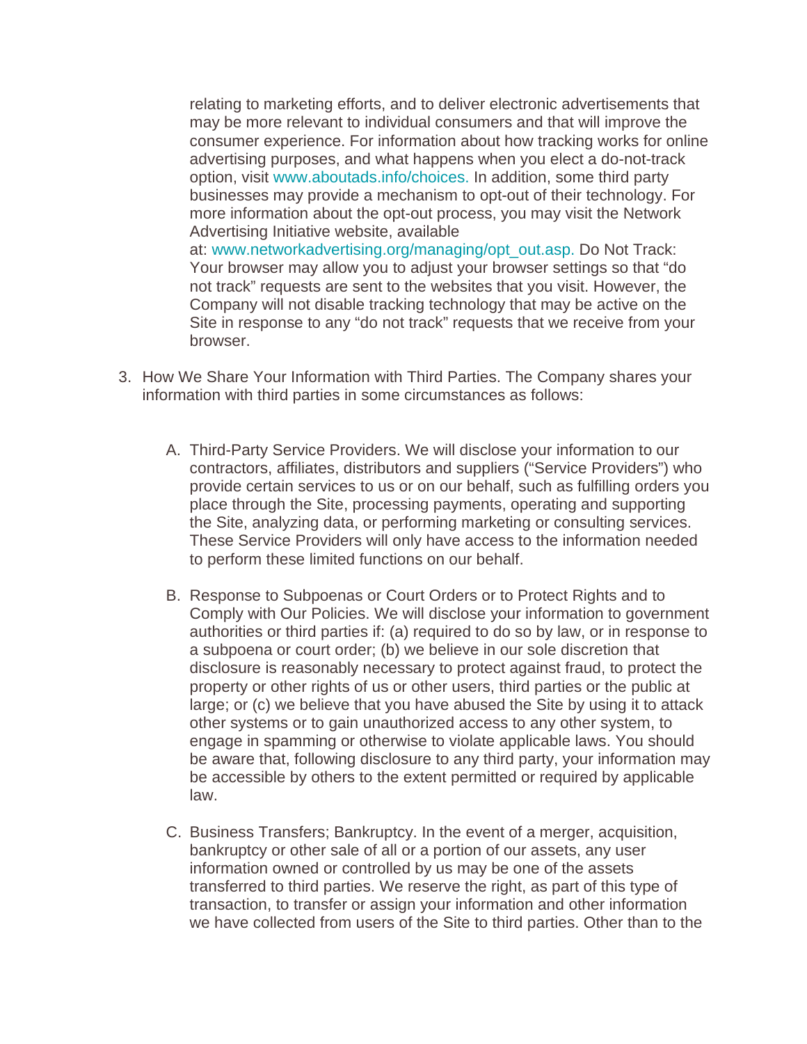relating to marketing efforts, and to deliver electronic advertisements that may be more relevant to individual consumers and that will improve the consumer experience. For information about how tracking works for online advertising purposes, and what happens when you elect a do-not-track option, visit www.aboutads.info/choices. In addition, some third party businesses may provide a mechanism to opt-out of their technology. For more information about the opt-out process, you may visit the Network Advertising Initiative website, available at: www.networkadvertising.org/managing/opt_out.asp. Do Not Track: Your browser may allow you to adjust your browser settings so that "do not track" requests are sent to the websites that you visit. However, the Company will not disable tracking technology that may be active on the Site in response to any "do not track" requests that we receive from your browser.

3. How We Share Your Information with Third Parties. The Company shares your information with third parties in some circumstances as follows:

   A. Third-Party Service Providers. We will disclose your information to our contractors, affiliates, distributors and suppliers ("Service Providers") who provide certain services to us or on our behalf, such as fulfilling orders you place through the Site, processing payments, operating and supporting the Site, analyzing data, or performing marketing or consulting services. These Service Providers will only have access to the information needed to perform these limited functions on our behalf.

   B. Response to Subpoenas or Court Orders or to Protect Rights and to Comply with Our Policies. We will disclose your information to government authorities or third parties if: (a) required to do so by law, or in response to a subpoena or court order; (b) we believe in our sole discretion that disclosure is reasonably necessary to protect against fraud, to protect the property or other rights of us or other users, third parties or the public at large; or (c) we believe that you have abused the Site by using it to attack other systems or to gain unauthorized access to any other system, to engage in spamming or otherwise to violate applicable laws. You should be aware that, following disclosure to any third party, your information may be accessible by others to the extent permitted or required by applicable law.

   C. Business Transfers; Bankruptcy. In the event of a merger, acquisition, bankruptcy or other sale of all or a portion of our assets, any user information owned or controlled by us may be one of the assets transferred to third parties. We reserve the right, as part of this type of transaction, to transfer or assign your information and other information we have collected from users of the Site to third parties. Other than to the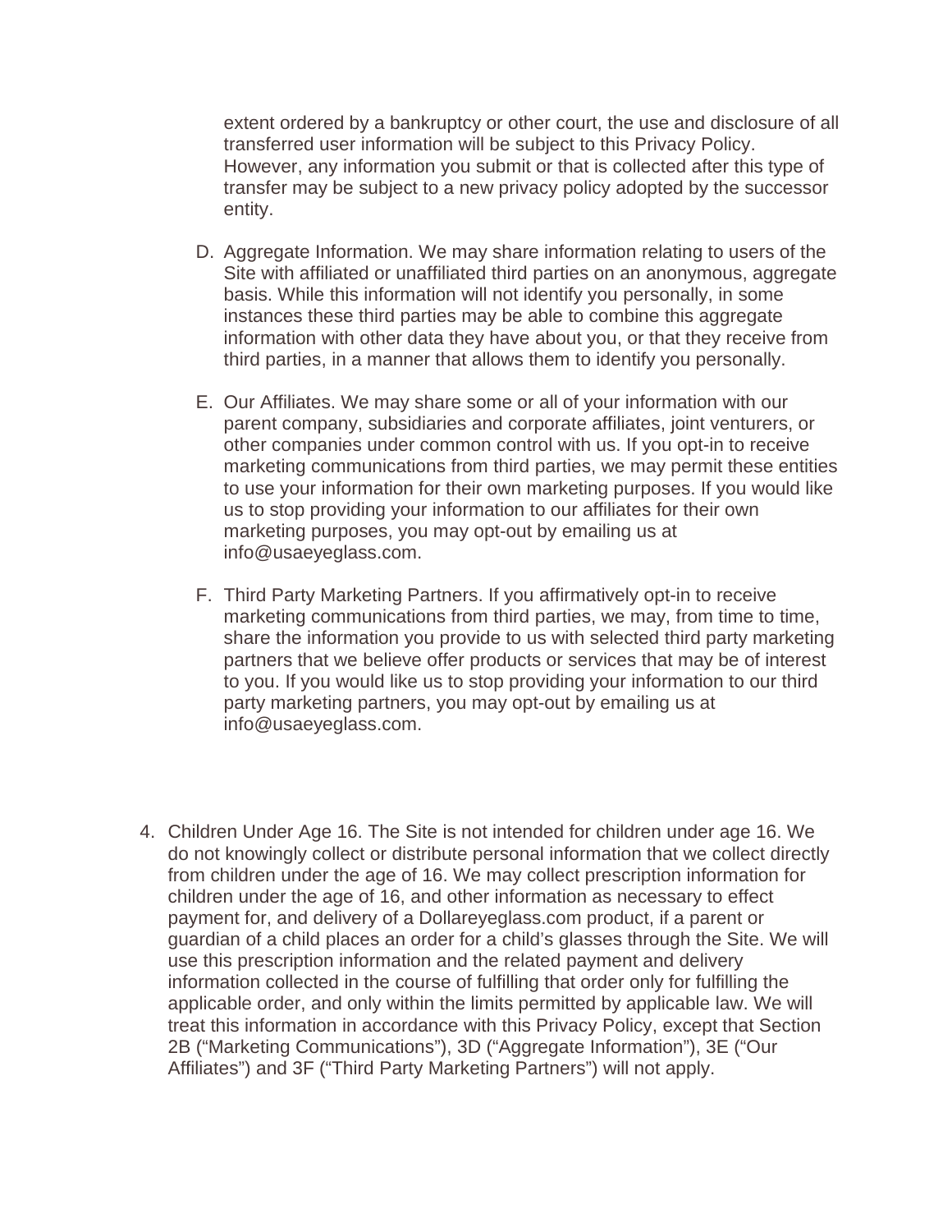extent ordered by a bankruptcy or other court, the use and disclosure of all transferred user information will be subject to this Privacy Policy. However, any information you submit or that is collected after this type of transfer may be subject to a new privacy policy adopted by the successor entity.

D. Aggregate Information. We may share information relating to users of the Site with affiliated or unaffiliated third parties on an anonymous, aggregate basis. While this information will not identify you personally, in some instances these third parties may be able to combine this aggregate information with other data they have about you, or that they receive from third parties, in a manner that allows them to identify you personally.

E. Our Affiliates. We may share some or all of your information with our parent company, subsidiaries and corporate affiliates, joint venturers, or other companies under common control with us. If you opt-in to receive marketing communications from third parties, we may permit these entities to use your information for their own marketing purposes. If you would like us to stop providing your information to our affiliates for their own marketing purposes, you may opt-out by emailing us at info@usaeyeglass.com.

F. Third Party Marketing Partners. If you affirmatively opt-in to receive marketing communications from third parties, we may, from time to time, share the information you provide to us with selected third party marketing partners that we believe offer products or services that may be of interest to you. If you would like us to stop providing your information to our third party marketing partners, you may opt-out by emailing us at info@usaeyeglass.com.

4. Children Under Age 16. The Site is not intended for children under age 16. We do not knowingly collect or distribute personal information that we collect directly from children under the age of 16. We may collect prescription information for children under the age of 16, and other information as necessary to effect payment for, and delivery of a Dollareyeglass.com product, if a parent or guardian of a child places an order for a child's glasses through the Site. We will use this prescription information and the related payment and delivery information collected in the course of fulfilling that order only for fulfilling the applicable order, and only within the limits permitted by applicable law. We will treat this information in accordance with this Privacy Policy, except that Section 2B ("Marketing Communications"), 3D ("Aggregate Information"), 3E ("Our Affiliates") and 3F ("Third Party Marketing Partners") will not apply.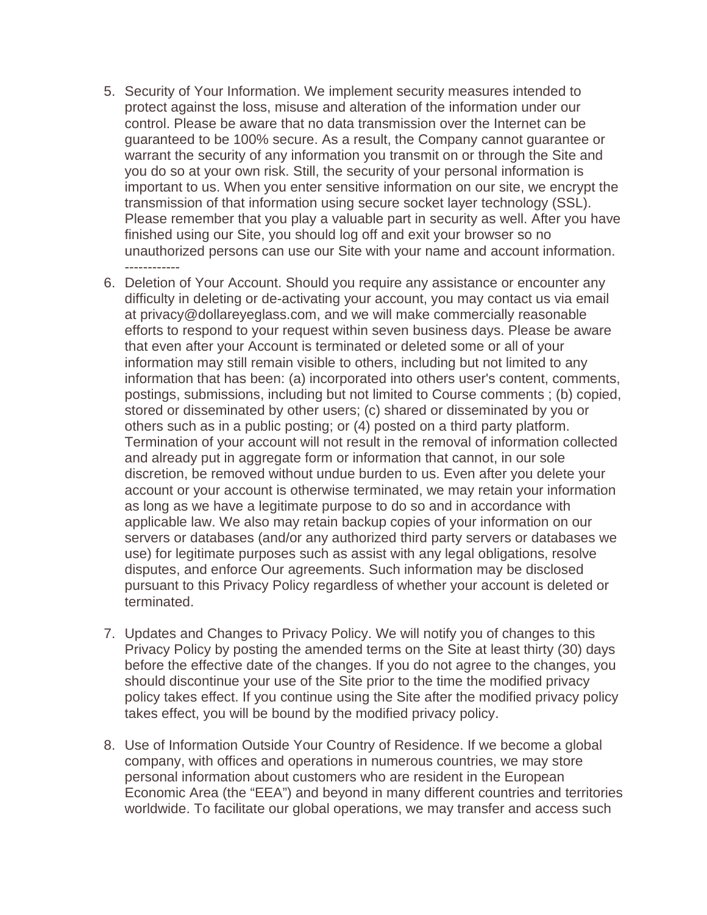5. Security of Your Information. We implement security measures intended to protect against the loss, misuse and alteration of the information under our control. Please be aware that no data transmission over the Internet can be guaranteed to be 100% secure. As a result, the Company cannot guarantee or warrant the security of any information you transmit on or through the Site and you do so at your own risk. Still, the security of your personal information is important to us. When you enter sensitive information on our site, we encrypt the transmission of that information using secure socket layer technology (SSL). Please remember that you play a valuable part in security as well. After you have finished using our Site, you should log off and exit your browser so no unauthorized persons can use our Site with your name and account information. ------------
6. Deletion of Your Account. Should you require any assistance or encounter any difficulty in deleting or de-activating your account, you may contact us via email at privacy@dollareyeglass.com, and we will make commercially reasonable efforts to respond to your request within seven business days. Please be aware that even after your Account is terminated or deleted some or all of your information may still remain visible to others, including but not limited to any information that has been: (a) incorporated into others user's content, comments, postings, submissions, including but not limited to Course comments ; (b) copied, stored or disseminated by other users; (c) shared or disseminated by you or others such as in a public posting; or (4) posted on a third party platform. Termination of your account will not result in the removal of information collected and already put in aggregate form or information that cannot, in our sole discretion, be removed without undue burden to us. Even after you delete your account or your account is otherwise terminated, we may retain your information as long as we have a legitimate purpose to do so and in accordance with applicable law. We also may retain backup copies of your information on our servers or databases (and/or any authorized third party servers or databases we use) for legitimate purposes such as assist with any legal obligations, resolve disputes, and enforce Our agreements. Such information may be disclosed pursuant to this Privacy Policy regardless of whether your account is deleted or terminated.

7. Updates and Changes to Privacy Policy. We will notify you of changes to this Privacy Policy by posting the amended terms on the Site at least thirty (30) days before the effective date of the changes. If you do not agree to the changes, you should discontinue your use of the Site prior to the time the modified privacy policy takes effect. If you continue using the Site after the modified privacy policy takes effect, you will be bound by the modified privacy policy.

8. Use of Information Outside Your Country of Residence. If we become a global company, with offices and operations in numerous countries, we may store personal information about customers who are resident in the European Economic Area (the "EEA") and beyond in many different countries and territories worldwide. To facilitate our global operations, we may transfer and access such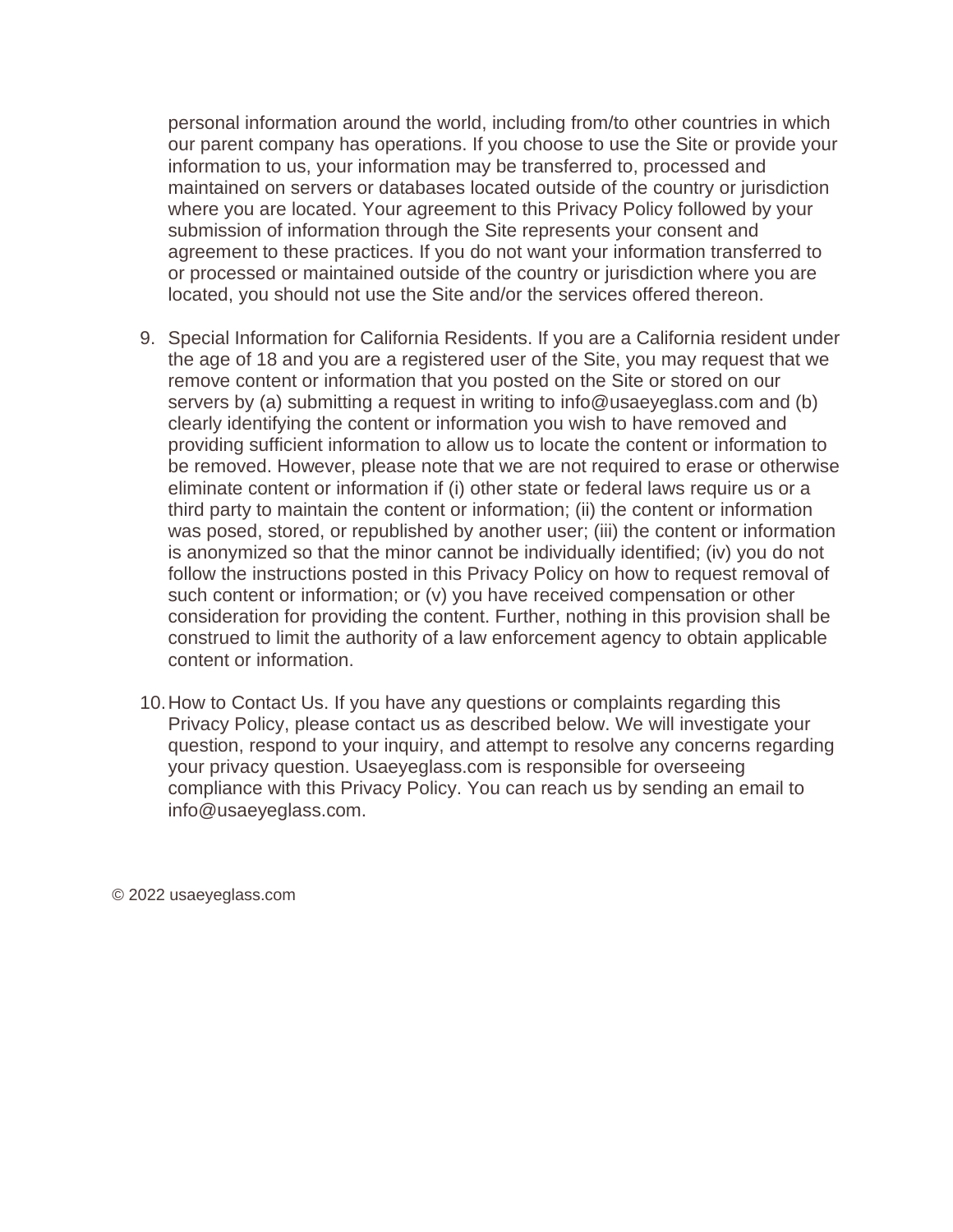personal information around the world, including from/to other countries in which our parent company has operations. If you choose to use the Site or provide your information to us, your information may be transferred to, processed and maintained on servers or databases located outside of the country or jurisdiction where you are located. Your agreement to this Privacy Policy followed by your submission of information through the Site represents your consent and agreement to these practices. If you do not want your information transferred to or processed or maintained outside of the country or jurisdiction where you are located, you should not use the Site and/or the services offered thereon.

9. Special Information for California Residents. If you are a California resident under the age of 18 and you are a registered user of the Site, you may request that we remove content or information that you posted on the Site or stored on our servers by (a) submitting a request in writing to info@usaeyeglass.com and (b) clearly identifying the content or information you wish to have removed and providing sufficient information to allow us to locate the content or information to be removed. However, please note that we are not required to erase or otherwise eliminate content or information if (i) other state or federal laws require us or a third party to maintain the content or information; (ii) the content or information was posed, stored, or republished by another user; (iii) the content or information is anonymized so that the minor cannot be individually identified; (iv) you do not follow the instructions posted in this Privacy Policy on how to request removal of such content or information; or (v) you have received compensation or other consideration for providing the content. Further, nothing in this provision shall be construed to limit the authority of a law enforcement agency to obtain applicable content or information.

10. How to Contact Us. If you have any questions or complaints regarding this Privacy Policy, please contact us as described below. We will investigate your question, respond to your inquiry, and attempt to resolve any concerns regarding your privacy question. Usaeyeglass.com is responsible for overseeing compliance with this Privacy Policy. You can reach us by sending an email to info@usaeyeglass.com.

© 2022 usaeyeglass.com